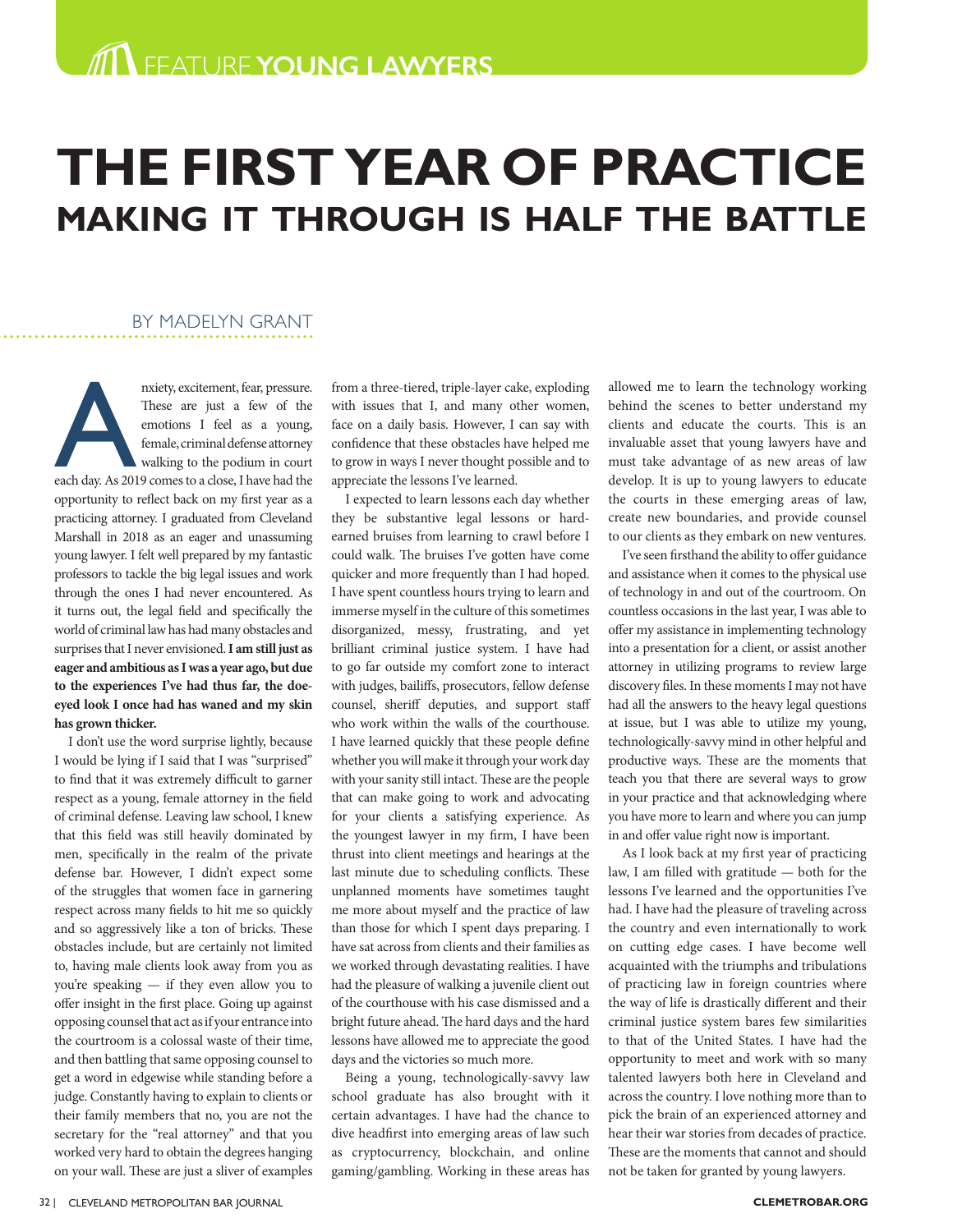FEATURE **YOUNG LAWYERS**

# THE FIRST YEAR OF PRACTICE

## MAKING IT THROUGH IS HALF THE BATTLE

BY MADELYN GRANT

Anxiety, excitement, fear, pressure. These are just a few of the emotions I feel as a young, female, criminal defense attorney walking to the podium in court each day. As 2019 comes to a close, I have had the opportunity to reflect back on my first year as a practicing attorney. I graduated from Cleveland Marshall in 2018 as an eager and unassuming young lawyer. I felt well prepared by my fantastic professors to tackle the big legal issues and work through the ones I had never encountered. As it turns out, the legal field and specifically the world of criminal law has had many obstacles and surprises that I never envisioned. **I am still just as eager and ambitious as I was a year ago, but due to the experiences I've had thus far, the doe-eyed look I once had has waned and my skin has grown thicker.**

I don't use the word surprise lightly, because I would be lying if I said that I was "surprised" to find that it was extremely difficult to garner respect as a young, female attorney in the field of criminal defense. Leaving law school, I knew that this field was still heavily dominated by men, specifically in the realm of the private defense bar. However, I didn't expect some of the struggles that women face in garnering respect across many fields to hit me so quickly and so aggressively like a ton of bricks. These obstacles include, but are certainly not limited to, having male clients look away from you as you're speaking — if they even allow you to offer insight in the first place. Going up against opposing counsel that act as if your entrance into the courtroom is a colossal waste of their time, and then battling that same opposing counsel to get a word in edgewise while standing before a judge. Constantly having to explain to clients or their family members that no, you are not the secretary for the "real attorney" and that you worked very hard to obtain the degrees hanging on your wall. These are just a sliver of examples from a three-tiered, triple-layer cake, exploding with issues that I, and many other women, face on a daily basis. However, I can say with confidence that these obstacles have helped me to grow in ways I never thought possible and to appreciate the lessons I've learned.

I expected to learn lessons each day whether they be substantive legal lessons or hard-earned bruises from learning to crawl before I could walk. The bruises I've gotten have come quicker and more frequently than I had hoped. I have spent countless hours trying to learn and immerse myself in the culture of this sometimes disorganized, messy, frustrating, and yet brilliant criminal justice system. I have had to go far outside my comfort zone to interact with judges, bailiffs, prosecutors, fellow defense counsel, sheriff deputies, and support staff who work within the walls of the courthouse. I have learned quickly that these people define whether you will make it through your work day with your sanity still intact. These are the people that can make going to work and advocating for your clients a satisfying experience. As the youngest lawyer in my firm, I have been thrust into client meetings and hearings at the last minute due to scheduling conflicts. These unplanned moments have sometimes taught me more about myself and the practice of law than those for which I spent days preparing. I have sat across from clients and their families as we worked through devastating realities. I have had the pleasure of walking a juvenile client out of the courthouse with his case dismissed and a bright future ahead. The hard days and the hard lessons have allowed me to appreciate the good days and the victories so much more.

Being a young, technologically-savvy law school graduate has also brought with it certain advantages. I have had the chance to dive headfirst into emerging areas of law such as cryptocurrency, blockchain, and online gaming/gambling. Working in these areas has allowed me to learn the technology working behind the scenes to better understand my clients and educate the courts. This is an invaluable asset that young lawyers have and must take advantage of as new areas of law develop. It is up to young lawyers to educate the courts in these emerging areas of law, create new boundaries, and provide counsel to our clients as they embark on new ventures.

I've seen firsthand the ability to offer guidance and assistance when it comes to the physical use of technology in and out of the courtroom. On countless occasions in the last year, I was able to offer my assistance in implementing technology into a presentation for a client, or assist another attorney in utilizing programs to review large discovery files. In these moments I may not have had all the answers to the heavy legal questions at issue, but I was able to utilize my young, technologically-savvy mind in other helpful and productive ways. These are the moments that teach you that there are several ways to grow in your practice and that acknowledging where you have more to learn and where you can jump in and offer value right now is important.

As I look back at my first year of practicing law, I am filled with gratitude — both for the lessons I've learned and the opportunities I've had. I have had the pleasure of traveling across the country and even internationally to work on cutting edge cases. I have become well acquainted with the triumphs and tribulations of practicing law in foreign countries where the way of life is drastically different and their criminal justice system bares few similarities to that of the United States. I have had the opportunity to meet and work with so many talented lawyers both here in Cleveland and across the country. I love nothing more than to pick the brain of an experienced attorney and hear their war stories from decades of practice. These are the moments that cannot and should not be taken for granted by young lawyers.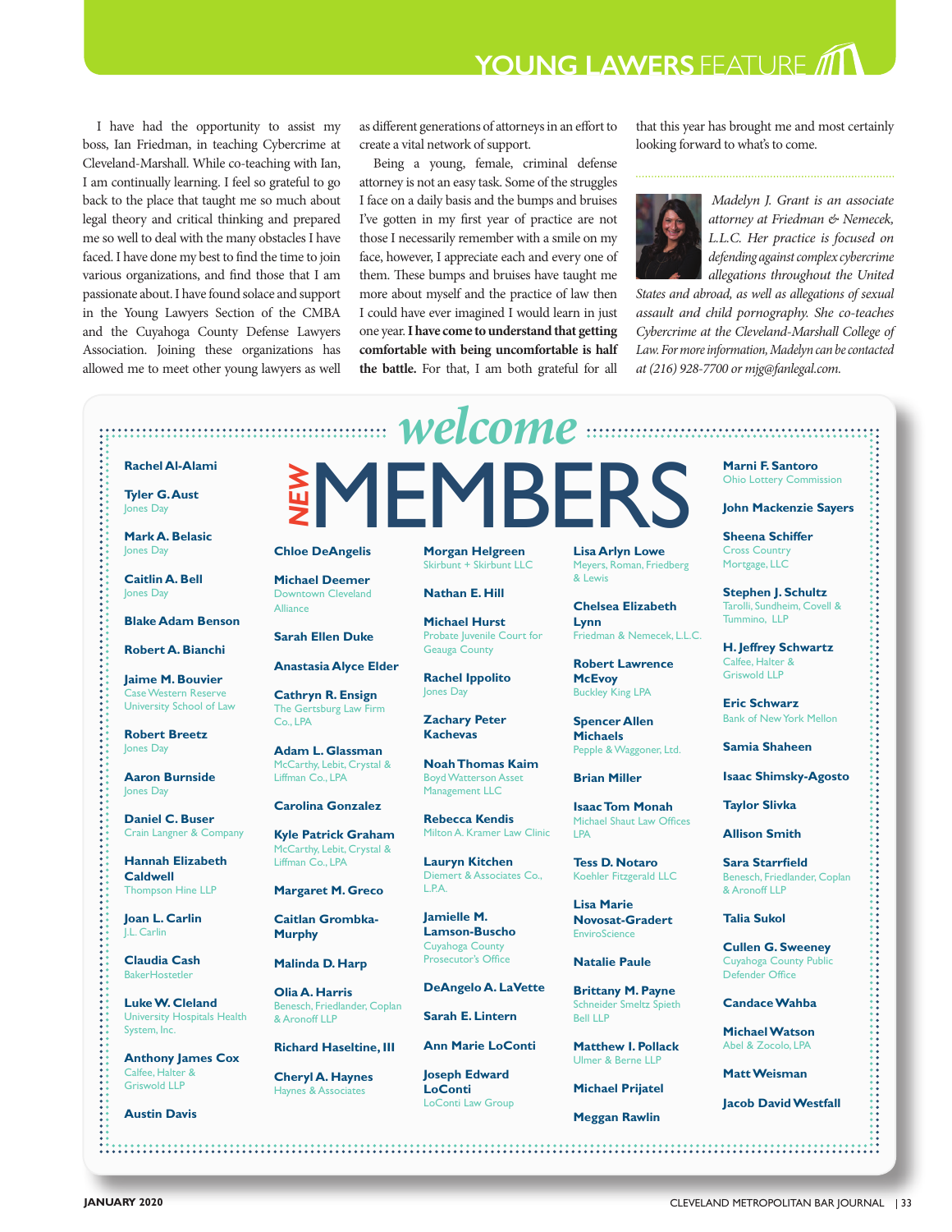I have had the opportunity to assist my boss, Ian Friedman, in teaching Cybercrime at Cleveland-Marshall. While co-teaching with Ian, I am continually learning. I feel so grateful to go back to the place that taught me so much about legal theory and critical thinking and prepared me so well to deal with the many obstacles I have faced. I have done my best to find the time to join various organizations, and find those that I am passionate about. I have found solace and support in the Young Lawyers Section of the CMBA and the Cuyahoga County Defense Lawyers Association. Joining these organizations has allowed me to meet other young lawyers as well as different generations of attorneys in an effort to create a vital network of support.

Being a young, female, criminal defense attorney is not an easy task. Some of the struggles I face on a daily basis and the bumps and bruises I've gotten in my first year of practice are not those I necessarily remember with a smile on my face, however, I appreciate each and every one of them. These bumps and bruises have taught me more about myself and the practice of law then I could have ever imagined I would learn in just one year. **I have come to understand that getting comfortable with being uncomfortable is half the battle.** For that, I am both grateful for all that this year has brought me and most certainly looking forward to what's to come.

*Madelyn J. Grant is an associate attorney at Friedman & Nemecek, L.L.C. Her practice is focused on defending against complex cybercrime allegations throughout the United States and abroad, as well as allegations of sexual assault and child pornography. She co-teaches Cybercrime at the Cleveland-Marshall College of Law. For more information, Madelyn can be contacted at (216) 928-7700 or mjg@fanlegal.com.*

# welcome NEW MEMBERS

**Rachel Al-Alami**

**Tyler G. Aust**
Jones Day

**Mark A. Belasic**
Jones Day

**Caitlin A. Bell**
Jones Day

**Blake Adam Benson**

**Robert A. Bianchi**

**Jaime M. Bouvier**
Case Western Reserve University School of Law

**Robert Breetz**
Jones Day

**Aaron Burnside**
Jones Day

**Daniel C. Buser**
Crain Langner & Company

**Hannah Elizabeth Caldwell**
Thompson Hine LLP

**Joan L. Carlin**
J.L. Carlin

**Claudia Cash**
BakerHostetler

**Luke W. Cleland**
University Hospitals Health System, Inc.

**Anthony James Cox**
Calfee, Halter & Griswold LLP

**Austin Davis**

**Chloe DeAngelis**

**Michael Deemer**
Downtown Cleveland Alliance

**Sarah Ellen Duke**

**Anastasia Alyce Elder**

**Cathryn R. Ensign**
The Gertsburg Law Firm Co., LPA

**Adam L. Glassman**
McCarthy, Lebit, Crystal & Liffman Co., LPA

**Carolina Gonzalez**

**Kyle Patrick Graham**
McCarthy, Lebit, Crystal & Liffman Co., LPA

**Margaret M. Greco**

**Caitlan Grombka-Murphy**

**Malinda D. Harp**

**Olia A. Harris**
Benesch, Friedlander, Coplan & Aronoff LLP

**Richard Haseltine, III**

**Cheryl A. Haynes**
Haynes & Associates

**Morgan Helgreen**
Skirbunt + Skirbunt LLC

**Nathan E. Hill**

**Michael Hurst**
Probate Juvenile Court for Geauga County

**Rachel Ippolito**
Jones Day

**Zachary Peter Kachevas**

**Noah Thomas Kaim**
Boyd Watterson Asset Management LLC

**Rebecca Kendis**
Milton A. Kramer Law Clinic

**Lauryn Kitchen**
Diemert & Associates Co., L.P.A.

**Jamielle M. Lamson-Buscho**
Cuyahoga County Prosecutor's Office

**DeAngelo A. LaVette**

**Sarah E. Lintern**

**Ann Marie LoConti**

**Joseph Edward LoConti**
LoConti Law Group

**Lisa Arlyn Lowe**
Meyers, Roman, Friedberg & Lewis

**Chelsea Elizabeth Lynn**
Friedman & Nemecek, L.L.C.

**Robert Lawrence McEvoy**
Buckley King LPA

**Spencer Allen Michaels**
Pepple & Waggoner, Ltd.

**Brian Miller**

**Isaac Tom Monah**
Michael Shaut Law Offices LPA

**Tess D. Notaro**
Koehler Fitzgerald LLC

**Lisa Marie Novosat-Gradert**
EnviroScience

**Natalie Paule**

**Brittany M. Payne**
Schneider Smeltz Spieth Bell LLP

**Matthew I. Pollack**
Ulmer & Berne LLP

**Michael Prijatel**

**Meggan Rawlin**

**Marni F. Santoro**
Ohio Lottery Commission

**John Mackenzie Sayers**

**Sheena Schiffer**
Cross Country Mortgage, LLC

**Stephen J. Schultz**
Tarolli, Sundheim, Covell & Tummino, LLP

**H. Jeffrey Schwartz**
Calfee, Halter & Griswold LLP

**Eric Schwarz**
Bank of New York Mellon

**Samia Shaheen**

**Isaac Shimsky-Agosto**

**Taylor Slivka**

**Allison Smith**

**Sara Starrfield**
Benesch, Friedlander, Coplan & Aronoff LLP

**Talia Sukol**

**Cullen G. Sweeney**
Cuyahoga County Public Defender Office

**Candace Wahba**

**Michael Watson**
Abel & Zocolo, LPA

**Matt Weisman**

**Jacob David Westfall**